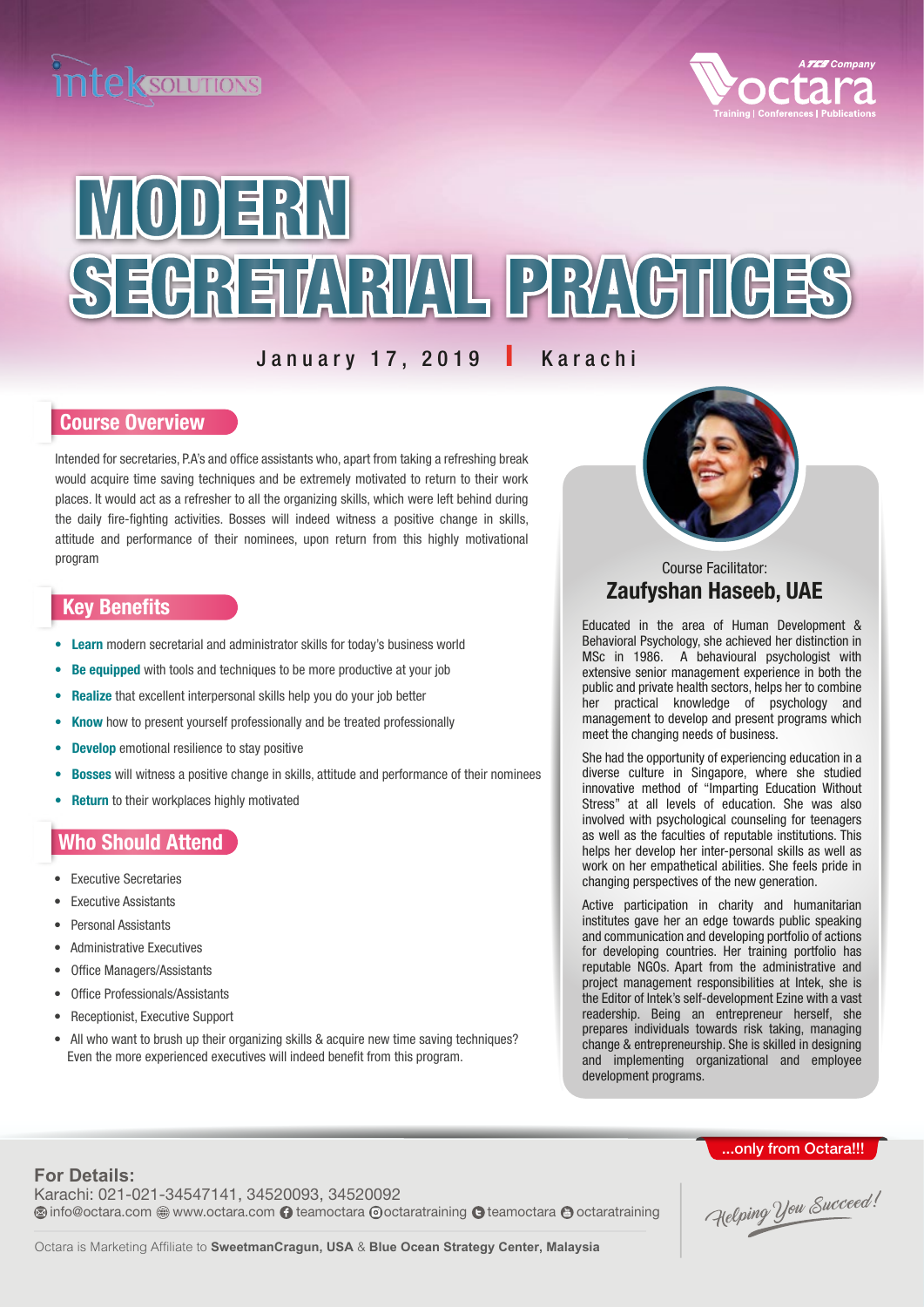intek SOLUTIONS

A TCS Company
octara
Training | Conferences | Publications

# MODERN SECRETARIAL PRACTICES

January 17, 2019 | Karachi

## Course Overview

Intended for secretaries, P.A's and office assistants who, apart from taking a refreshing break would acquire time saving techniques and be extremely motivated to return to their work places. It would act as a refresher to all the organizing skills, which were left behind during the daily fire-fighting activities. Bosses will indeed witness a positive change in skills, attitude and performance of their nominees, upon return from this highly motivational program

## Key Benefits

- **Learn** modern secretarial and administrator skills for today's business world
- **Be equipped** with tools and techniques to be more productive at your job
- **Realize** that excellent interpersonal skills help you do your job better
- **Know** how to present yourself professionally and be treated professionally
- **Develop** emotional resilience to stay positive
- **Bosses** will witness a positive change in skills, attitude and performance of their nominees
- **Return** to their workplaces highly motivated

## Who Should Attend

- Executive Secretaries
- Executive Assistants
- Personal Assistants
- Administrative Executives
- Office Managers/Assistants
- Office Professionals/Assistants
- Receptionist, Executive Support
- All who want to brush up their organizing skills & acquire new time saving techniques? Even the more experienced executives will indeed benefit from this program.

Course Facilitator:

## Zaufyshan Haseeb, UAE

Educated in the area of Human Development & Behavioral Psychology, she achieved her distinction in MSc in 1986. A behavioural psychologist with extensive senior management experience in both the public and private health sectors, helps her to combine her practical knowledge of psychology and management to develop and present programs which meet the changing needs of business.

She had the opportunity of experiencing education in a diverse culture in Singapore, where she studied innovative method of "Imparting Education Without Stress" at all levels of education. She was also involved with psychological counseling for teenagers as well as the faculties of reputable institutions. This helps her develop her inter-personal skills as well as work on her empathetical abilities. She feels pride in changing perspectives of the new generation.

Active participation in charity and humanitarian institutes gave her an edge towards public speaking and communication and developing portfolio of actions for developing countries. Her training portfolio has reputable NGOs. Apart from the administrative and project management responsibilities at Intek, she is the Editor of Intek's self-development Ezine with a vast readership. Being an entrepreneur herself, she prepares individuals towards risk taking, managing change & entrepreneurship. She is skilled in designing and implementing organizational and employee development programs.

...only from Octara!!!

**For Details:**
Karachi: 021-021-34547141, 34520093, 34520092
info@octara.com www.octara.com teamoctara octaratraining teamoctara octaratraining

Helping You Succeed!

Octara is Marketing Affiliate to **SweetmanCragun, USA** & **Blue Ocean Strategy Center, Malaysia**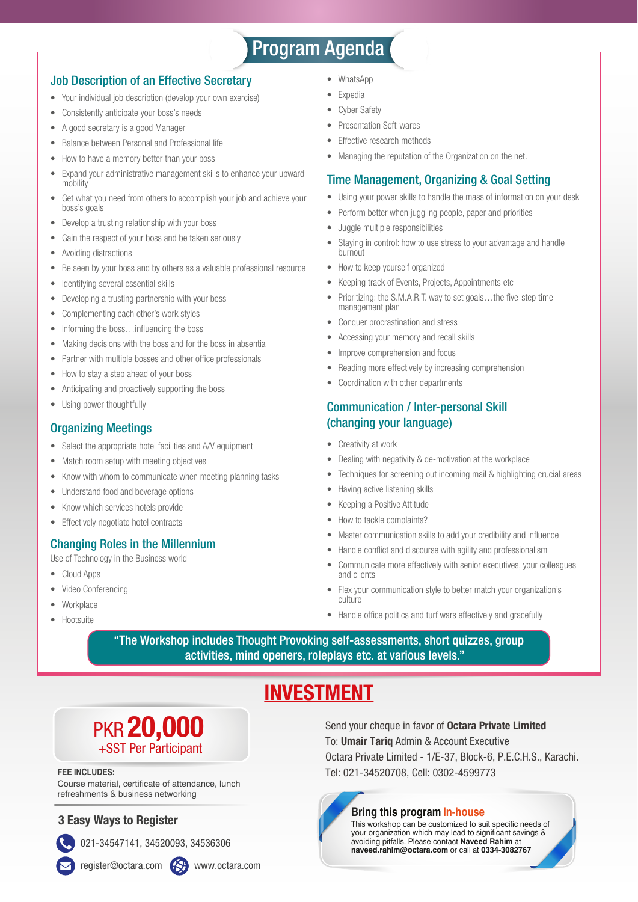# Program Agenda

## Job Description of an Effective Secretary

- Your individual job description (develop your own exercise)
- Consistently anticipate your boss's needs
- A good secretary is a good Manager
- Balance between Personal and Professional life
- How to have a memory better than your boss
- Expand your administrative management skills to enhance your upward mobility
- Get what you need from others to accomplish your job and achieve your boss's goals
- Develop a trusting relationship with your boss
- Gain the respect of your boss and be taken seriously
- Avoiding distractions
- Be seen by your boss and by others as a valuable professional resource
- Identifying several essential skills
- Developing a trusting partnership with your boss
- Complementing each other's work styles
- Informing the boss…influencing the boss
- Making decisions with the boss and for the boss in absentia
- Partner with multiple bosses and other office professionals
- How to stay a step ahead of your boss
- Anticipating and proactively supporting the boss
- Using power thoughtfully

## Organizing Meetings

- Select the appropriate hotel facilities and A/V equipment
- Match room setup with meeting objectives
- Know with whom to communicate when meeting planning tasks
- Understand food and beverage options
- Know which services hotels provide
- Effectively negotiate hotel contracts

## Changing Roles in the Millennium

Use of Technology in the Business world

- Cloud Apps
- Video Conferencing
- Workplace
- Hootsuite
- WhatsApp
- Expedia
- Cyber Safety
- Presentation Soft-wares
- Effective research methods
- Managing the reputation of the Organization on the net.

## Time Management, Organizing & Goal Setting

- Using your power skills to handle the mass of information on your desk
- Perform better when juggling people, paper and priorities
- Juggle multiple responsibilities
- Staying in control: how to use stress to your advantage and handle burnout
- How to keep yourself organized
- Keeping track of Events, Projects, Appointments etc
- Prioritizing: the S.M.A.R.T. way to set goals…the five-step time management plan
- Conquer procrastination and stress
- Accessing your memory and recall skills
- Improve comprehension and focus
- Reading more effectively by increasing comprehension
- Coordination with other departments

## Communication / Inter-personal Skill (changing your language)

- Creativity at work
- Dealing with negativity & de-motivation at the workplace
- Techniques for screening out incoming mail & highlighting crucial areas
- Having active listening skills
- Keeping a Positive Attitude
- How to tackle complaints?
- Master communication skills to add your credibility and influence
- Handle conflict and discourse with agility and professionalism
- Communicate more effectively with senior executives, your colleagues and clients
- Flex your communication style to better match your organization's culture
- Handle office politics and turf wars effectively and gracefully

**"The Workshop includes Thought Provoking self-assessments, short quizzes, group activities, mind openers, roleplays etc. at various levels."**

# INVESTMENT

**PKR 20,000**
+SST Per Participant

**FEE INCLUDES:**
Course material, certificate of attendance, lunch refreshments & business networking

### 3 Easy Ways to Register

021-34547141, 34520093, 34536306

register@octara.com

www.octara.com

Send your cheque in favor of **Octara Private Limited**
To: **Umair Tariq** Admin & Account Executive
Octara Private Limited - 1/E-37, Block-6, P.E.C.H.S., Karachi.
Tel: 021-34520708, Cell: 0302-4599773

**Bring this program In-house**
This workshop can be customized to suit specific needs of your organization which may lead to significant savings & avoiding pitfalls. Please contact **Naveed Rahim** at **naveed.rahim@octara.com** or call at **0334-3082767**